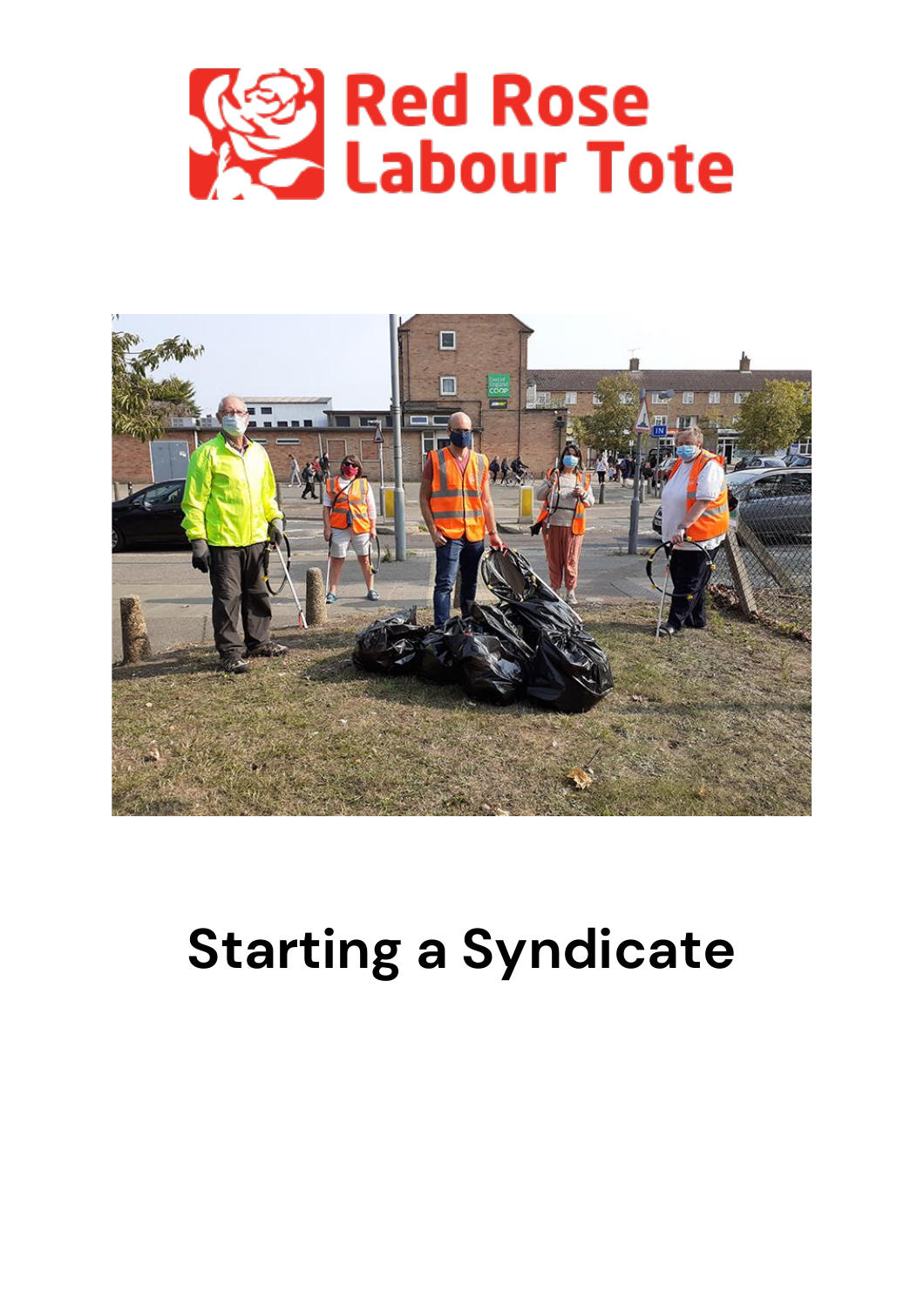Red Rose Labour Tote

# Starting a Syndicate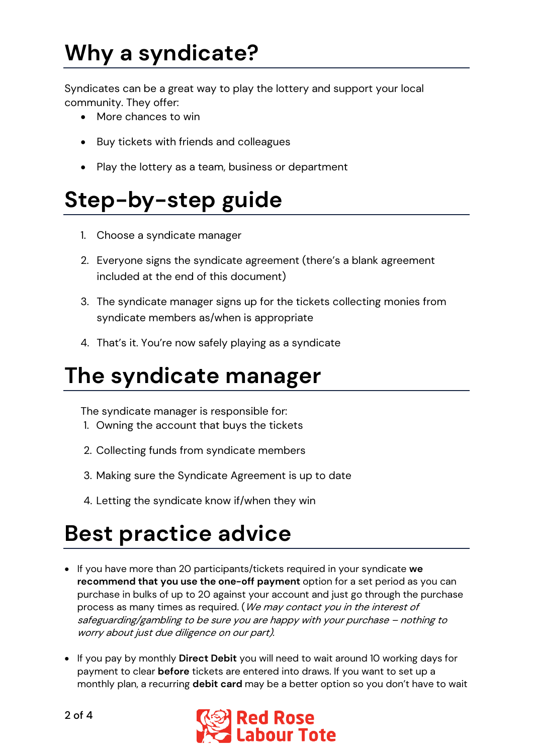# Why a syndicate?

Syndicates can be a great way to play the lottery and support your local community. They offer:

- More chances to win
- Buy tickets with friends and colleagues
- Play the lottery as a team, business or department

# Step-by-step guide

1. Choose a syndicate manager
2. Everyone signs the syndicate agreement (there's a blank agreement included at the end of this document)
3. The syndicate manager signs up for the tickets collecting monies from syndicate members as/when is appropriate
4. That's it. You're now safely playing as a syndicate

# The syndicate manager

The syndicate manager is responsible for:

1. Owning the account that buys the tickets
2. Collecting funds from syndicate members
3. Making sure the Syndicate Agreement is up to date
4. Letting the syndicate know if/when they win

# Best practice advice

- If you have more than 20 participants/tickets required in your syndicate **we recommend that you use the one-off payment** option for a set period as you can purchase in bulks of up to 20 against your account and just go through the purchase process as many times as required. (*We may contact you in the interest of safeguarding/gambling to be sure you are happy with your purchase – nothing to worry about just due diligence on our part).*
- If you pay by monthly **Direct Debit** you will need to wait around 10 working days for payment to clear **before** tickets are entered into draws. If you want to set up a monthly plan, a recurring **debit card** may be a better option so you don't have to wait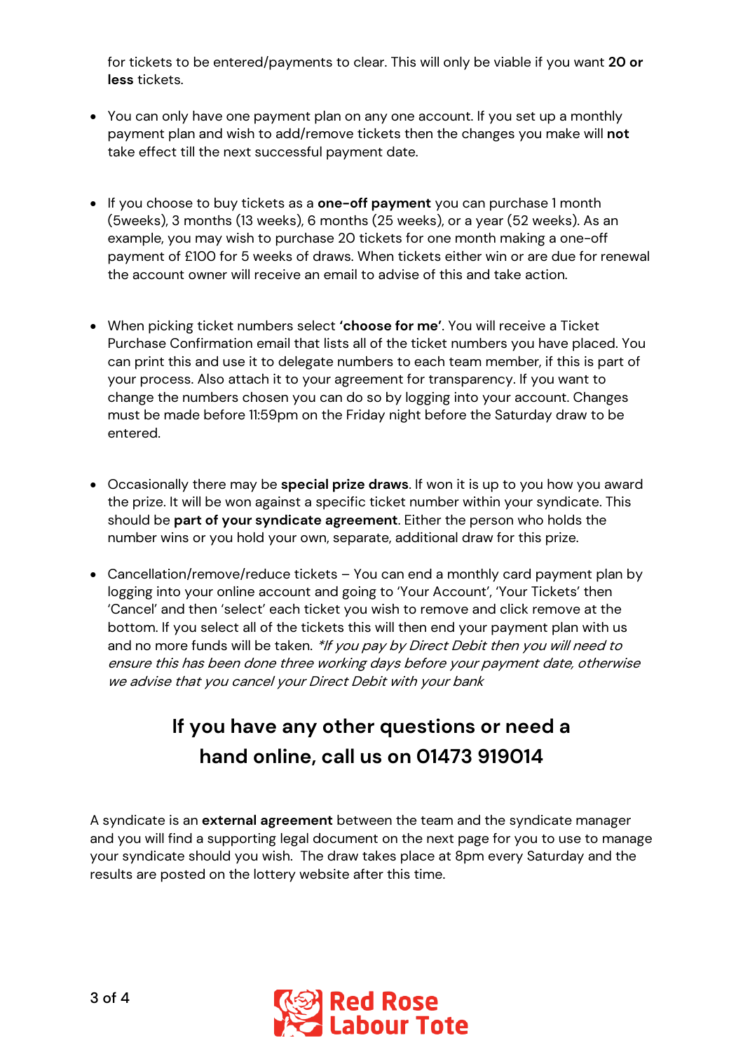for tickets to be entered/payments to clear. This will only be viable if you want **20 or less** tickets.

- You can only have one payment plan on any one account. If you set up a monthly payment plan and wish to add/remove tickets then the changes you make will **not** take effect till the next successful payment date.

- If you choose to buy tickets as a **one-off payment** you can purchase 1 month (5weeks), 3 months (13 weeks), 6 months (25 weeks), or a year (52 weeks). As an example, you may wish to purchase 20 tickets for one month making a one-off payment of £100 for 5 weeks of draws. When tickets either win or are due for renewal the account owner will receive an email to advise of this and take action.

- When picking ticket numbers select **'choose for me'**. You will receive a Ticket Purchase Confirmation email that lists all of the ticket numbers you have placed. You can print this and use it to delegate numbers to each team member, if this is part of your process. Also attach it to your agreement for transparency. If you want to change the numbers chosen you can do so by logging into your account. Changes must be made before 11:59pm on the Friday night before the Saturday draw to be entered.

- Occasionally there may be **special prize draws**. If won it is up to you how you award the prize. It will be won against a specific ticket number within your syndicate. This should be **part of your syndicate agreement**. Either the person who holds the number wins or you hold your own, separate, additional draw for this prize.

- Cancellation/remove/reduce tickets – You can end a monthly card payment plan by logging into your online account and going to 'Your Account', 'Your Tickets' then 'Cancel' and then 'select' each ticket you wish to remove and click remove at the bottom. If you select all of the tickets this will then end your payment plan with us and no more funds will be taken. *\*If you pay by Direct Debit then you will need to ensure this has been done three working days before your payment date, otherwise we advise that you cancel your Direct Debit with your bank*

## If you have any other questions or need a hand online, call us on 01473 919014

A syndicate is an **external agreement** between the team and the syndicate manager and you will find a supporting legal document on the next page for you to use to manage your syndicate should you wish. The draw takes place at 8pm every Saturday and the results are posted on the lottery website after this time.

Red Rose Labour Tote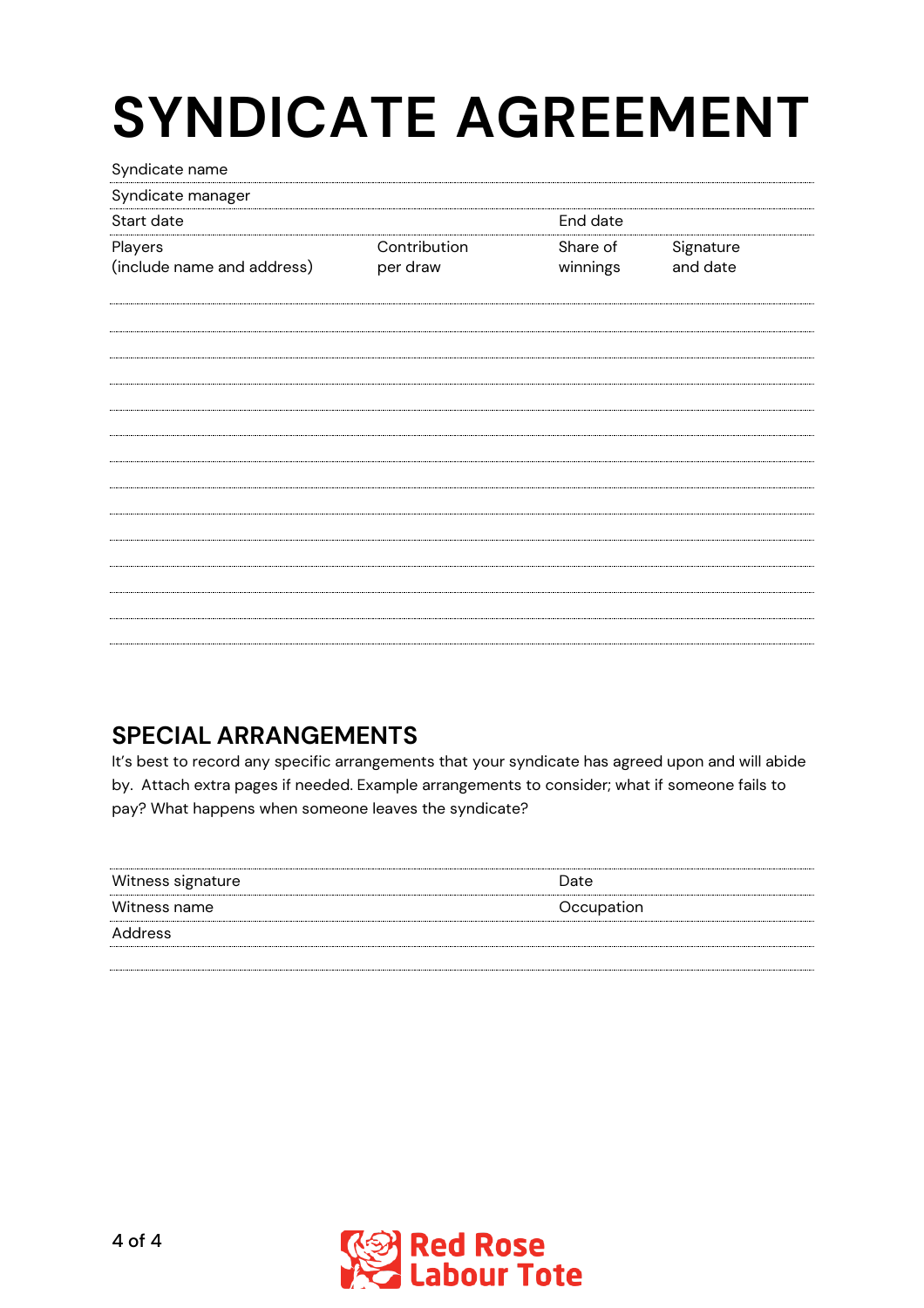# SYNDICATE AGREEMENT

Syndicate name

Syndicate manager

| Start date | | End date | |
|---|---|---|---|
| Players (include name and address) | Contribution per draw | Share of winnings | Signature and date |
| | | | |
| | | | |
| | | | |
| | | | |
| | | | |
| | | | |
| | | | |
| | | | |
| | | | |
| | | | |
| | | | |
| | | | |
| | | | |

## SPECIAL ARRANGEMENTS

It's best to record any specific arrangements that your syndicate has agreed upon and will abide by. Attach extra pages if needed. Example arrangements to consider; what if someone fails to pay? What happens when someone leaves the syndicate?

| | |
|---|---|
| Witness signature | Date |
| Witness name | Occupation |
| Address | |
| | |

Red Rose Labour Tote